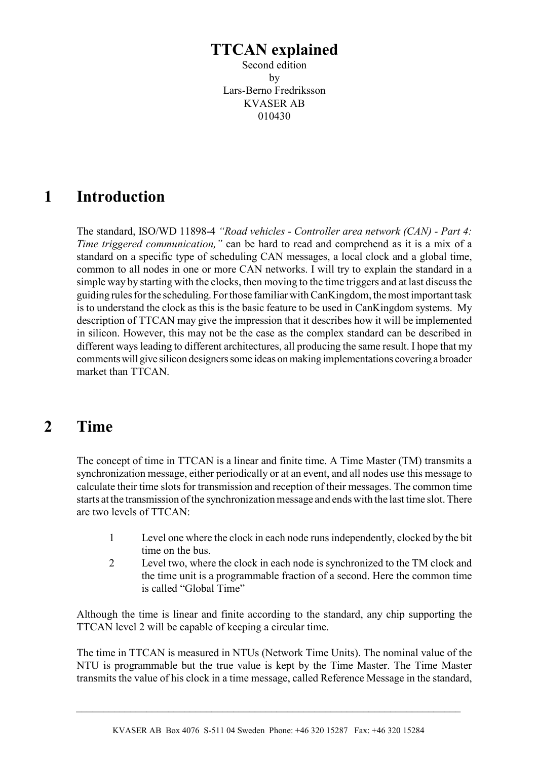# TTCAN explained

Second edition
by
Lars-Berno Fredriksson
KVASER AB
010430

## 1 Introduction

The standard, ISO/WD 11898-4 *"Road vehicles - Controller area network (CAN) - Part 4: Time triggered communication,"* can be hard to read and comprehend as it is a mix of a standard on a specific type of scheduling CAN messages, a local clock and a global time, common to all nodes in one or more CAN networks. I will try to explain the standard in a simple way by starting with the clocks, then moving to the time triggers and at last discuss the guiding rules for the scheduling. For those familiar with CanKingdom, the most important task is to understand the clock as this is the basic feature to be used in CanKingdom systems. My description of TTCAN may give the impression that it describes how it will be implemented in silicon. However, this may not be the case as the complex standard can be described in different ways leading to different architectures, all producing the same result. I hope that my comments will give silicon designers some ideas on making implementations covering a broader market than TTCAN.

## 2 Time

The concept of time in TTCAN is a linear and finite time. A Time Master (TM) transmits a synchronization message, either periodically or at an event, and all nodes use this message to calculate their time slots for transmission and reception of their messages. The common time starts at the transmission of the synchronization message and ends with the last time slot. There are two levels of TTCAN:

1. Level one where the clock in each node runs independently, clocked by the bit time on the bus.
2. Level two, where the clock in each node is synchronized to the TM clock and the time unit is a programmable fraction of a second. Here the common time is called "Global Time"

Although the time is linear and finite according to the standard, any chip supporting the TTCAN level 2 will be capable of keeping a circular time.

The time in TTCAN is measured in NTUs (Network Time Units). The nominal value of the NTU is programmable but the true value is kept by the Time Master. The Time Master transmits the value of his clock in a time message, called Reference Message in the standard,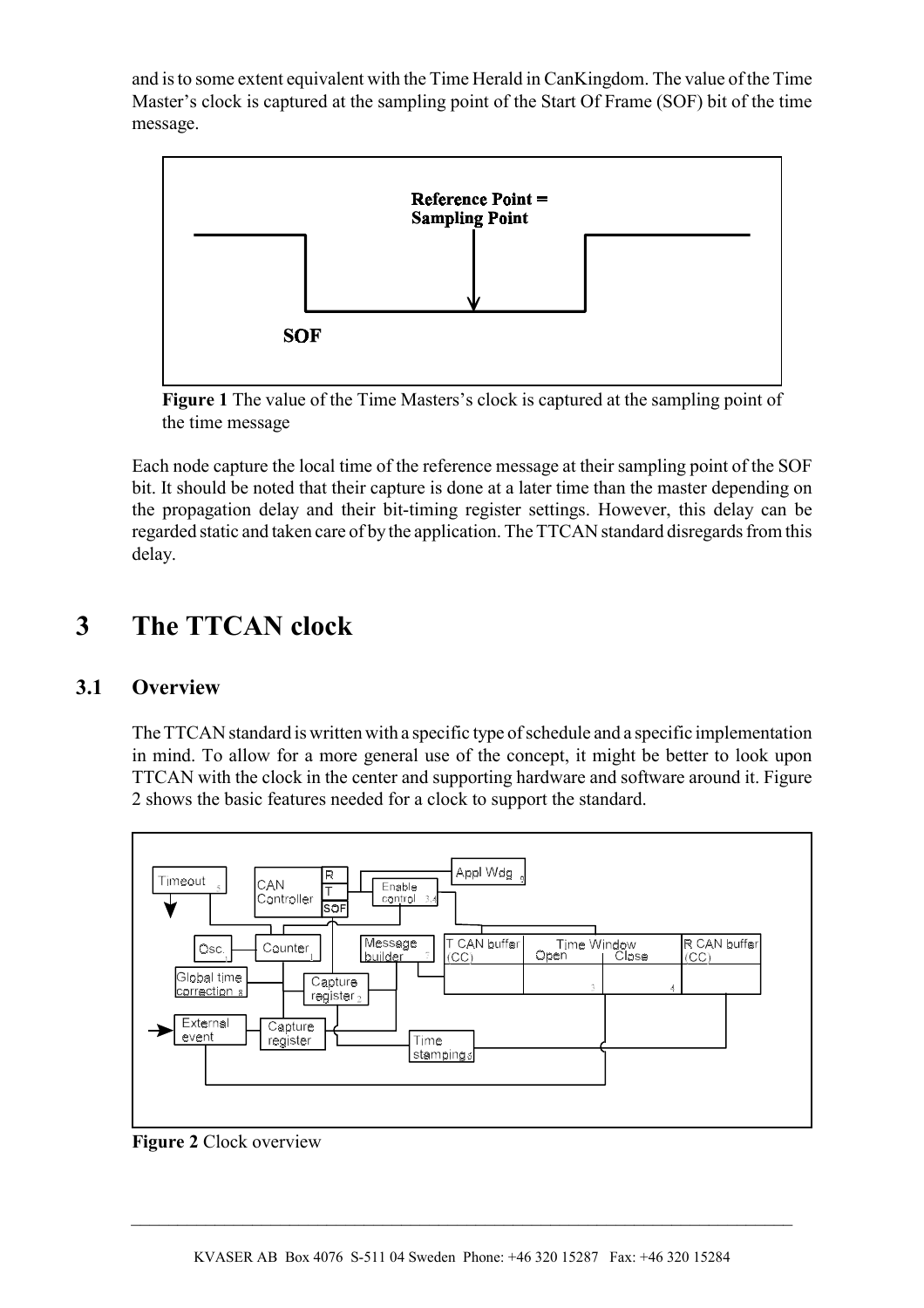and is to some extent equivalent with the Time Herald in CanKingdom. The value of the Time Master's clock is captured at the sampling point of the Start Of Frame (SOF) bit of the time message.

**Figure 1** The value of the Time Masters's clock is captured at the sampling point of the time message

Each node capture the local time of the reference message at their sampling point of the SOF bit. It should be noted that their capture is done at a later time than the master depending on the propagation delay and their bit-timing register settings. However, this delay can be regarded static and taken care of by the application. The TTCAN standard disregards from this delay.

# 3 The TTCAN clock

## 3.1 Overview

The TTCAN standard is written with a specific type of schedule and a specific implementation in mind. To allow for a more general use of the concept, it might be better to look upon TTCAN with the clock in the center and supporting hardware and software around it. Figure 2 shows the basic features needed for a clock to support the standard.

**Figure 2** Clock overview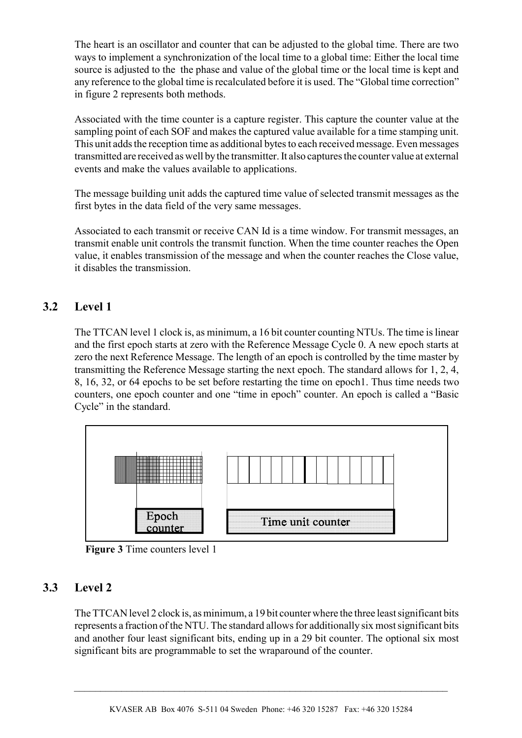The heart is an oscillator and counter that can be adjusted to the global time. There are two ways to implement a synchronization of the local time to a global time: Either the local time source is adjusted to the the phase and value of the global time or the local time is kept and any reference to the global time is recalculated before it is used. The "Global time correction" in figure 2 represents both methods.

Associated with the time counter is a capture register. This capture the counter value at the sampling point of each SOF and makes the captured value available for a time stamping unit. This unit adds the reception time as additional bytes to each received message. Even messages transmitted are received as well by the transmitter. It also captures the counter value at external events and make the values available to applications.

The message building unit adds the captured time value of selected transmit messages as the first bytes in the data field of the very same messages.

Associated to each transmit or receive CAN Id is a time window. For transmit messages, an transmit enable unit controls the transmit function. When the time counter reaches the Open value, it enables transmission of the message and when the counter reaches the Close value, it disables the transmission.

## 3.2 Level 1

The TTCAN level 1 clock is, as minimum, a 16 bit counter counting NTUs. The time is linear and the first epoch starts at zero with the Reference Message Cycle 0. A new epoch starts at zero the next Reference Message. The length of an epoch is controlled by the time master by transmitting the Reference Message starting the next epoch. The standard allows for 1, 2, 4, 8, 16, 32, or 64 epochs to be set before restarting the time on epoch1. Thus time needs two counters, one epoch counter and one "time in epoch" counter. An epoch is called a "Basic Cycle" in the standard.

Epoch counter

Time unit counter

**Figure 3** Time counters level 1

## 3.3 Level 2

The TTCAN level 2 clock is, as minimum, a 19 bit counter where the three least significant bits represents a fraction of the NTU. The standard allows for additionally six most significant bits and another four least significant bits, ending up in a 29 bit counter. The optional six most significant bits are programmable to set the wraparound of the counter.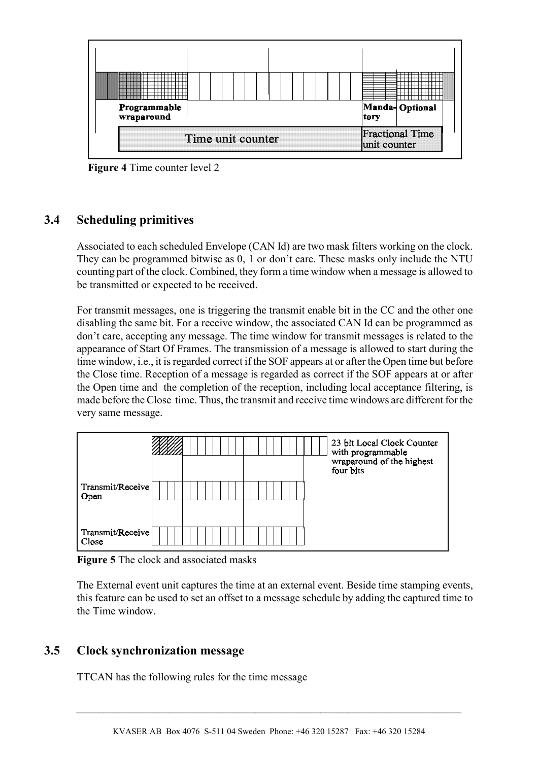Programmable wraparound

Manda-tory

Optional

Time unit counter

Fractional Time unit counter

**Figure 4** Time counter level 2

## 3.4 Scheduling primitives

Associated to each scheduled Envelope (CAN Id) are two mask filters working on the clock. They can be programmed bitwise as 0, 1 or don't care. These masks only include the NTU counting part of the clock. Combined, they form a time window when a message is allowed to be transmitted or expected to be received.

For transmit messages, one is triggering the transmit enable bit in the CC and the other one disabling the same bit. For a receive window, the associated CAN Id can be programmed as don't care, accepting any message. The time window for transmit messages is related to the appearance of Start Of Frames. The transmission of a message is allowed to start during the time window, i.e., it is regarded correct if the SOF appears at or after the Open time but before the Close time. Reception of a message is regarded as correct if the SOF appears at or after the Open time and the completion of the reception, including local acceptance filtering, is made before the Close time. Thus, the transmit and receive time windows are different for the very same message.

23 bit Local Clock Counter with programmable wraparound of the highest four bits

Transmit/Receive Open

Transmit/Receive Close

**Figure 5** The clock and associated masks

The External event unit captures the time at an external event. Beside time stamping events, this feature can be used to set an offset to a message schedule by adding the captured time to the Time window.

## 3.5 Clock synchronization message

TTCAN has the following rules for the time message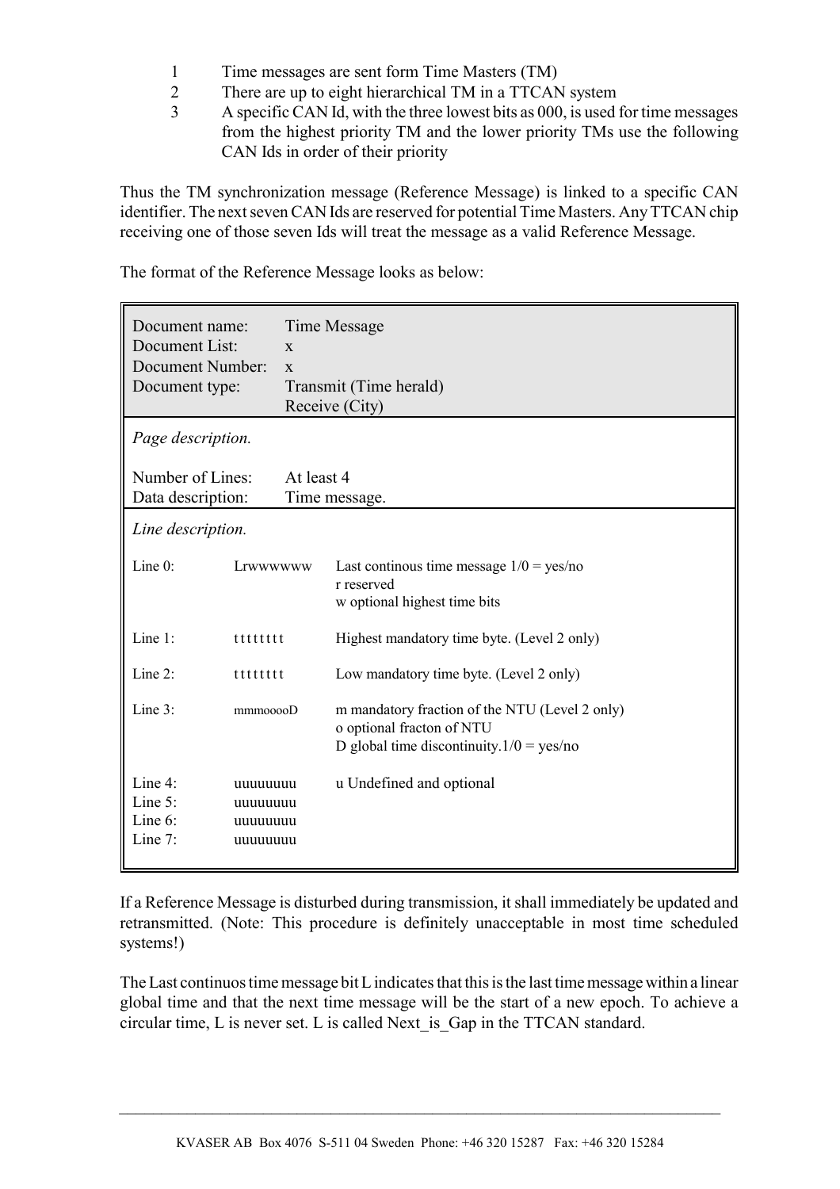1. Time messages are sent form Time Masters (TM)
2. There are up to eight hierarchical TM in a TTCAN system
3. A specific CAN Id, with the three lowest bits as 000, is used for time messages from the highest priority TM and the lower priority TMs use the following CAN Ids in order of their priority

Thus the TM synchronization message (Reference Message) is linked to a specific CAN identifier. The next seven CAN Ids are reserved for potential Time Masters. Any TTCAN chip receiving one of those seven Ids will treat the message as a valid Reference Message.

The format of the Reference Message looks as below:

| | | |
|---|---|---|
| Document name: | Time Message | |
| Document List: | x | |
| Document Number: | x | |
| Document type: | Transmit (Time herald)<br>Receive (City) | |
| *Page description.* | | |
| Number of Lines: | At least 4 | |
| Data description: | Time message. | |
| *Line description.* | | |
| Line 0: | Lrwwwwww | Last continous time message 1/0 = yes/no<br>r reserved<br>w optional highest time bits |
| Line 1: | tttttttt | Highest mandatory time byte. (Level 2 only) |
| Line 2: | tttttttt | Low mandatory time byte. (Level 2 only) |
| Line 3: | mmmooooD | m mandatory fraction of the NTU (Level 2 only)<br>o optional fracton of NTU<br>D global time discontinuity.1/0 = yes/no |
| Line 4: | uuuuuuuu | u Undefined and optional |
| Line 5: | uuuuuuuu | |
| Line 6: | uuuuuuuu | |
| Line 7: | uuuuuuuu | |

If a Reference Message is disturbed during transmission, it shall immediately be updated and retransmitted. (Note: This procedure is definitely unacceptable in most time scheduled systems!)

The Last continuos time message bit L indicates that this is the last time message within a linear global time and that the next time message will be the start of a new epoch. To achieve a circular time, L is never set. L is called Next_is_Gap in the TTCAN standard.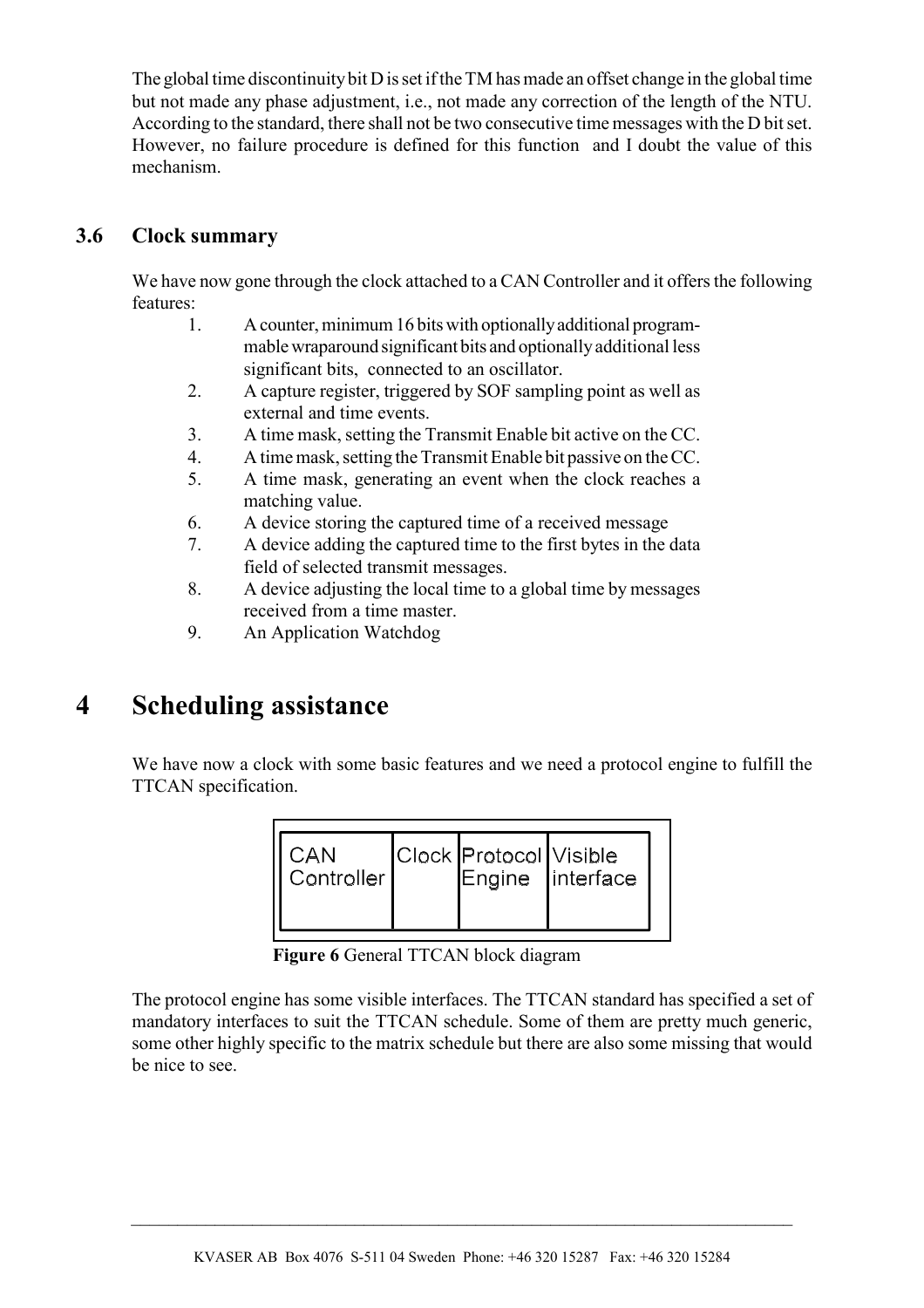The global time discontinuity bit D is set if the TM has made an offset change in the global time but not made any phase adjustment, i.e., not made any correction of the length of the NTU. According to the standard, there shall not be two consecutive time messages with the D bit set. However, no failure procedure is defined for this function and I doubt the value of this mechanism.

### 3.6 Clock summary

We have now gone through the clock attached to a CAN Controller and it offers the following features:

1. A counter, minimum 16 bits with optionally additional programmable wraparound significant bits and optionally additional less significant bits, connected to an oscillator.
2. A capture register, triggered by SOF sampling point as well as external and time events.
3. A time mask, setting the Transmit Enable bit active on the CC.
4. A time mask, setting the Transmit Enable bit passive on the CC.
5. A time mask, generating an event when the clock reaches a matching value.
6. A device storing the captured time of a received message
7. A device adding the captured time to the first bytes in the data field of selected transmit messages.
8. A device adjusting the local time to a global time by messages received from a time master.
9. An Application Watchdog

# 4 Scheduling assistance

We have now a clock with some basic features and we need a protocol engine to fulfill the TTCAN specification.

| CAN Controller | Clock | Protocol Engine | Visible interface |
| --- | --- | --- | --- |

**Figure 6** General TTCAN block diagram

The protocol engine has some visible interfaces. The TTCAN standard has specified a set of mandatory interfaces to suit the TTCAN schedule. Some of them are pretty much generic, some other highly specific to the matrix schedule but there are also some missing that would be nice to see.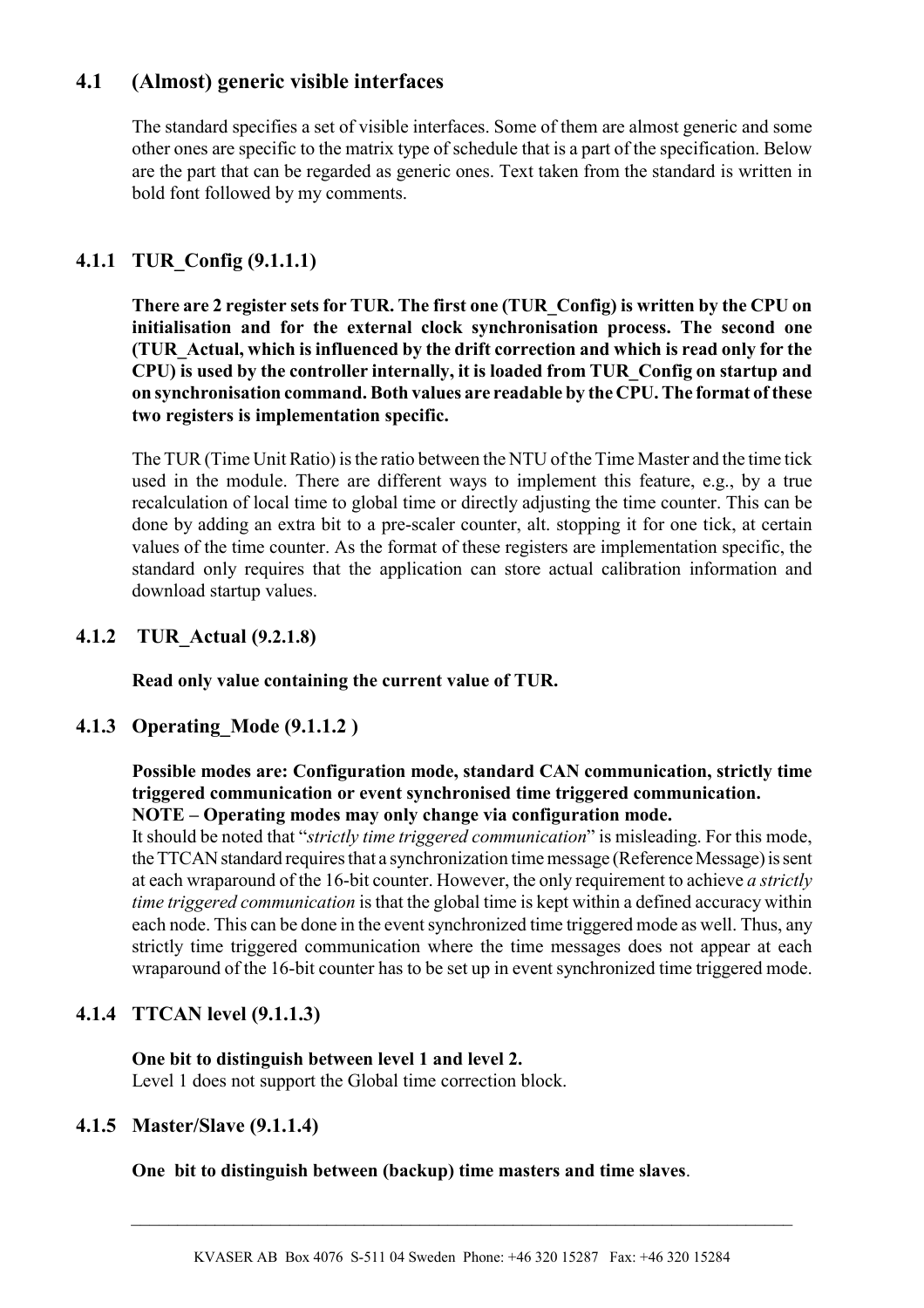## 4.1 (Almost) generic visible interfaces

The standard specifies a set of visible interfaces. Some of them are almost generic and some other ones are specific to the matrix type of schedule that is a part of the specification. Below are the part that can be regarded as generic ones. Text taken from the standard is written in bold font followed by my comments.

### 4.1.1 TUR_Config (9.1.1.1)

**There are 2 register sets for TUR. The first one (TUR_Config) is written by the CPU on initialisation and for the external clock synchronisation process. The second one (TUR_Actual, which is influenced by the drift correction and which is read only for the CPU) is used by the controller internally, it is loaded from TUR_Config on startup and on synchronisation command. Both values are readable by the CPU. The format of these two registers is implementation specific.**

The TUR (Time Unit Ratio) is the ratio between the NTU of the Time Master and the time tick used in the module. There are different ways to implement this feature, e.g., by a true recalculation of local time to global time or directly adjusting the time counter. This can be done by adding an extra bit to a pre-scaler counter, alt. stopping it for one tick, at certain values of the time counter. As the format of these registers are implementation specific, the standard only requires that the application can store actual calibration information and download startup values.

### 4.1.2 TUR_Actual (9.2.1.8)

**Read only value containing the current value of TUR.**

### 4.1.3 Operating_Mode (9.1.1.2 )

**Possible modes are: Configuration mode, standard CAN communication, strictly time triggered communication or event synchronised time triggered communication.**
**NOTE – Operating modes may only change via configuration mode.**
It should be noted that "*strictly time triggered communication*" is misleading. For this mode, the TTCAN standard requires that a synchronization time message (Reference Message) is sent at each wraparound of the 16-bit counter. However, the only requirement to achieve *a strictly time triggered communication* is that the global time is kept within a defined accuracy within each node. This can be done in the event synchronized time triggered mode as well. Thus, any strictly time triggered communication where the time messages does not appear at each wraparound of the 16-bit counter has to be set up in event synchronized time triggered mode.

### 4.1.4 TTCAN level (9.1.1.3)

**One bit to distinguish between level 1 and level 2.**
Level 1 does not support the Global time correction block.

### 4.1.5 Master/Slave (9.1.1.4)

**One bit to distinguish between (backup) time masters and time slaves**.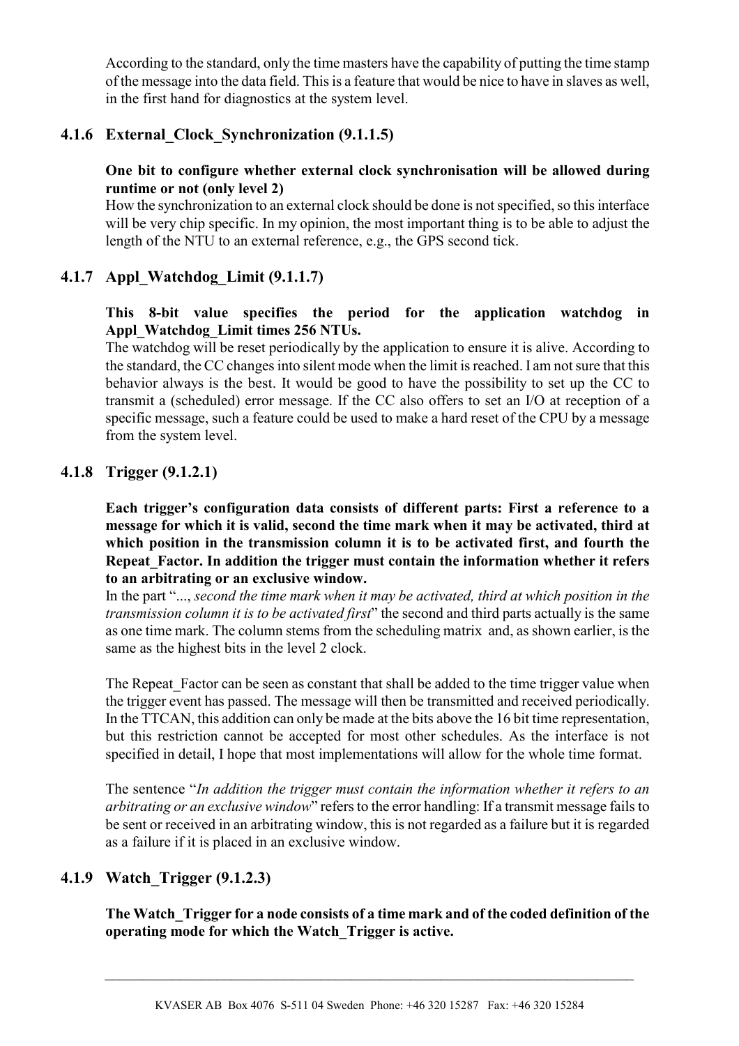According to the standard, only the time masters have the capability of putting the time stamp of the message into the data field. This is a feature that would be nice to have in slaves as well, in the first hand for diagnostics at the system level.

### 4.1.6 External_Clock_Synchronization (9.1.1.5)

**One bit to configure whether external clock synchronisation will be allowed during runtime or not (only level 2)**

How the synchronization to an external clock should be done is not specified, so this interface will be very chip specific. In my opinion, the most important thing is to be able to adjust the length of the NTU to an external reference, e.g., the GPS second tick.

### 4.1.7 Appl_Watchdog_Limit (9.1.1.7)

**This 8-bit value specifies the period for the application watchdog in Appl_Watchdog_Limit times 256 NTUs.**

The watchdog will be reset periodically by the application to ensure it is alive. According to the standard, the CC changes into silent mode when the limit is reached. I am not sure that this behavior always is the best. It would be good to have the possibility to set up the CC to transmit a (scheduled) error message. If the CC also offers to set an I/O at reception of a specific message, such a feature could be used to make a hard reset of the CPU by a message from the system level.

### 4.1.8 Trigger (9.1.2.1)

**Each trigger's configuration data consists of different parts: First a reference to a message for which it is valid, second the time mark when it may be activated, third at which position in the transmission column it is to be activated first, and fourth the Repeat_Factor. In addition the trigger must contain the information whether it refers to an arbitrating or an exclusive window.**

In the part "*..., second the time mark when it may be activated, third at which position in the transmission column it is to be activated first*" the second and third parts actually is the same as one time mark. The column stems from the scheduling matrix and, as shown earlier, is the same as the highest bits in the level 2 clock.

The Repeat_Factor can be seen as constant that shall be added to the time trigger value when the trigger event has passed. The message will then be transmitted and received periodically. In the TTCAN, this addition can only be made at the bits above the 16 bit time representation, but this restriction cannot be accepted for most other schedules. As the interface is not specified in detail, I hope that most implementations will allow for the whole time format.

The sentence "*In addition the trigger must contain the information whether it refers to an arbitrating or an exclusive window*" refers to the error handling: If a transmit message fails to be sent or received in an arbitrating window, this is not regarded as a failure but it is regarded as a failure if it is placed in an exclusive window.

### 4.1.9 Watch_Trigger (9.1.2.3)

**The Watch_Trigger for a node consists of a time mark and of the coded definition of the operating mode for which the Watch_Trigger is active.**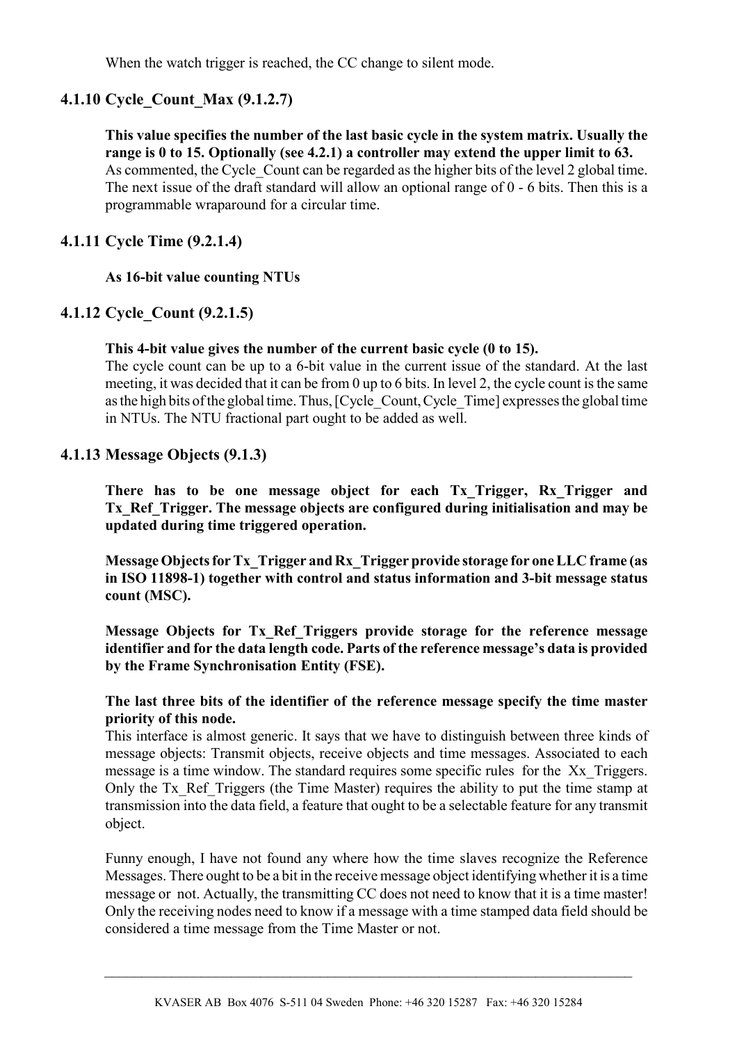When the watch trigger is reached, the CC change to silent mode.

### 4.1.10 Cycle_Count_Max (9.1.2.7)

**This value specifies the number of the last basic cycle in the system matrix. Usually the range is 0 to 15. Optionally (see 4.2.1) a controller may extend the upper limit to 63.**
As commented, the Cycle_Count can be regarded as the higher bits of the level 2 global time. The next issue of the draft standard will allow an optional range of 0 - 6 bits. Then this is a programmable wraparound for a circular time.

### 4.1.11 Cycle Time (9.2.1.4)

**As 16-bit value counting NTUs**

### 4.1.12 Cycle_Count (9.2.1.5)

**This 4-bit value gives the number of the current basic cycle (0 to 15).**
The cycle count can be up to a 6-bit value in the current issue of the standard. At the last meeting, it was decided that it can be from 0 up to 6 bits. In level 2, the cycle count is the same as the high bits of the global time. Thus, [Cycle_Count, Cycle_Time] expresses the global time in NTUs. The NTU fractional part ought to be added as well.

### 4.1.13 Message Objects (9.1.3)

**There has to be one message object for each Tx_Trigger, Rx_Trigger and Tx_Ref_Trigger. The message objects are configured during initialisation and may be updated during time triggered operation.**

**Message Objects for Tx_Trigger and Rx_Trigger provide storage for one LLC frame (as in ISO 11898-1) together with control and status information and 3-bit message status count (MSC).**

**Message Objects for Tx_Ref_Triggers provide storage for the reference message identifier and for the data length code. Parts of the reference message's data is provided by the Frame Synchronisation Entity (FSE).**

**The last three bits of the identifier of the reference message specify the time master priority of this node.**
This interface is almost generic. It says that we have to distinguish between three kinds of message objects: Transmit objects, receive objects and time messages. Associated to each message is a time window. The standard requires some specific rules for the Xx_Triggers. Only the Tx_Ref_Triggers (the Time Master) requires the ability to put the time stamp at transmission into the data field, a feature that ought to be a selectable feature for any transmit object.

Funny enough, I have not found any where how the time slaves recognize the Reference Messages. There ought to be a bit in the receive message object identifying whether it is a time message or not. Actually, the transmitting CC does not need to know that it is a time master! Only the receiving nodes need to know if a message with a time stamped data field should be considered a time message from the Time Master or not.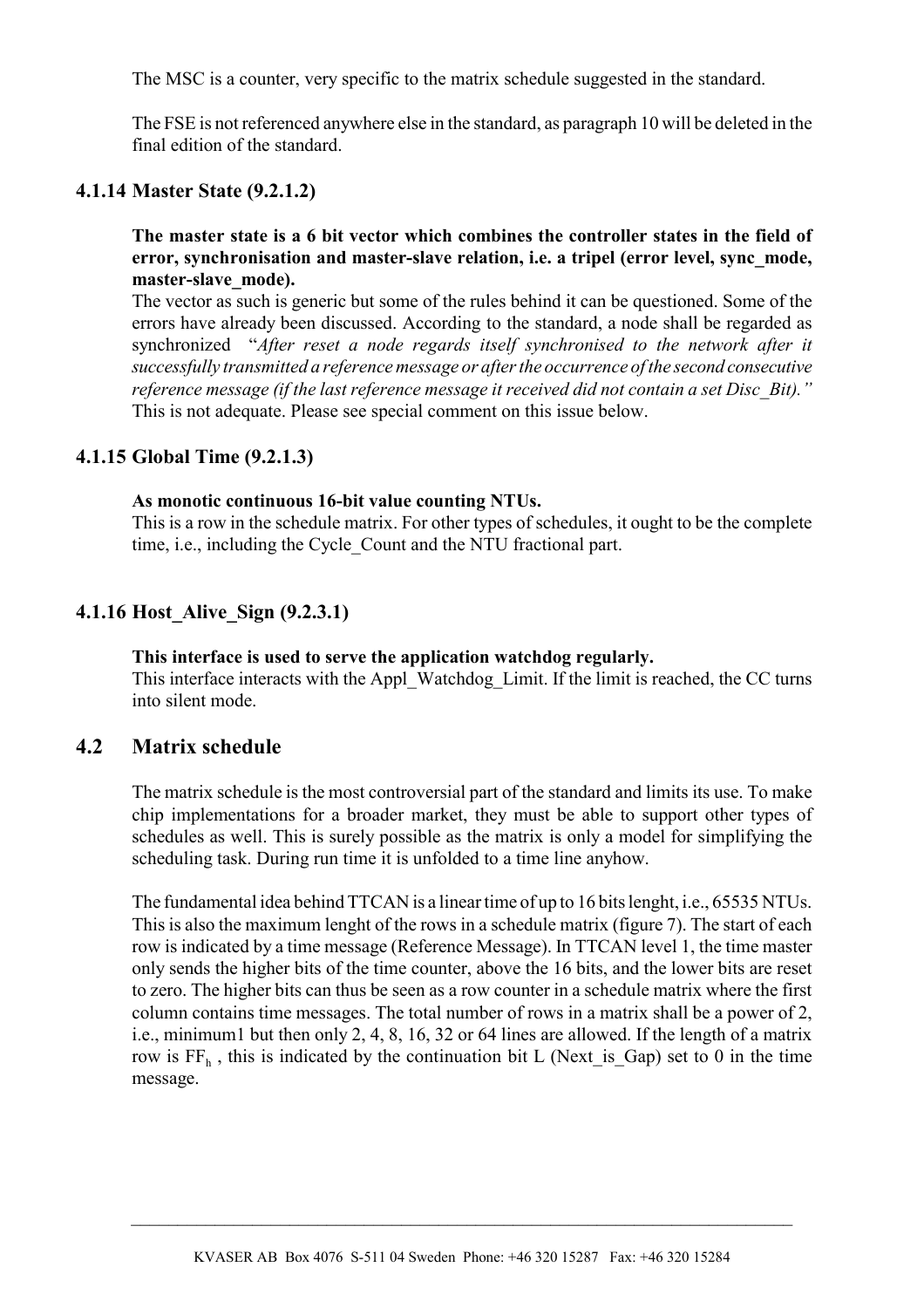The MSC is a counter, very specific to the matrix schedule suggested in the standard.

The FSE is not referenced anywhere else in the standard, as paragraph 10 will be deleted in the final edition of the standard.

### 4.1.14 Master State (9.2.1.2)

**The master state is a 6 bit vector which combines the controller states in the field of error, synchronisation and master-slave relation, i.e. a tripel (error level, sync_mode, master-slave_mode).**

The vector as such is generic but some of the rules behind it can be questioned. Some of the errors have already been discussed. According to the standard, a node shall be regarded as synchronized "*After reset a node regards itself synchronised to the network after it successfully transmitted a reference message or after the occurrence of the second consecutive reference message (if the last reference message it received did not contain a set Disc_Bit).*" This is not adequate. Please see special comment on this issue below.

### 4.1.15 Global Time (9.2.1.3)

**As monotic continuous 16-bit value counting NTUs.**

This is a row in the schedule matrix. For other types of schedules, it ought to be the complete time, i.e., including the Cycle_Count and the NTU fractional part.

### 4.1.16 Host_Alive_Sign (9.2.3.1)

**This interface is used to serve the application watchdog regularly.**

This interface interacts with the Appl_Watchdog_Limit. If the limit is reached, the CC turns into silent mode.

## 4.2 Matrix schedule

The matrix schedule is the most controversial part of the standard and limits its use. To make chip implementations for a broader market, they must be able to support other types of schedules as well. This is surely possible as the matrix is only a model for simplifying the scheduling task. During run time it is unfolded to a time line anyhow.

The fundamental idea behind TTCAN is a linear time of up to 16 bits lenght, i.e., 65535 NTUs. This is also the maximum lenght of the rows in a schedule matrix (figure 7). The start of each row is indicated by a time message (Reference Message). In TTCAN level 1, the time master only sends the higher bits of the time counter, above the 16 bits, and the lower bits are reset to zero. The higher bits can thus be seen as a row counter in a schedule matrix where the first column contains time messages. The total number of rows in a matrix shall be a power of 2, i.e., minimum1 but then only 2, 4, 8, 16, 32 or 64 lines are allowed. If the length of a matrix row is $FF_h$ , this is indicated by the continuation bit L (Next_is_Gap) set to 0 in the time message.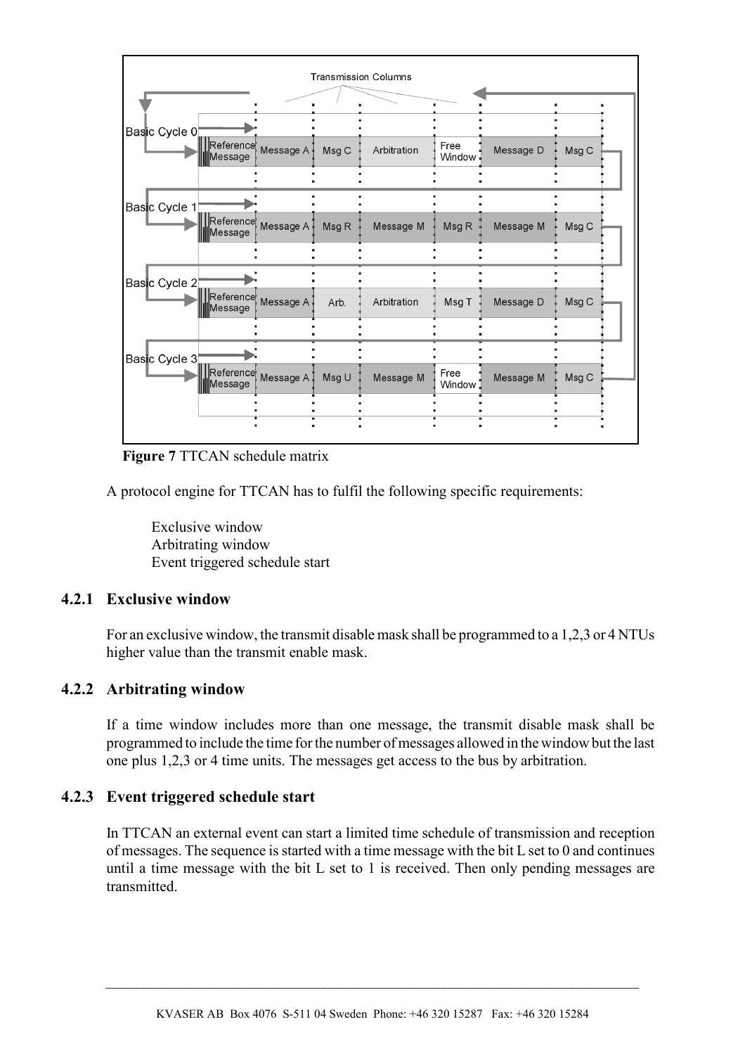**Figure 7** TTCAN schedule matrix

A protocol engine for TTCAN has to fulfil the following specific requirements:

Exclusive window
Arbitrating window
Event triggered schedule start

### 4.2.1 Exclusive window

For an exclusive window, the transmit disable mask shall be programmed to a 1,2,3 or 4 NTUs higher value than the transmit enable mask.

### 4.2.2 Arbitrating window

If a time window includes more than one message, the transmit disable mask shall be programmed to include the time for the number of messages allowed in the window but the last one plus 1,2,3 or 4 time units. The messages get access to the bus by arbitration.

### 4.2.3 Event triggered schedule start

In TTCAN an external event can start a limited time schedule of transmission and reception of messages. The sequence is started with a time message with the bit L set to 0 and continues until a time message with the bit L set to 1 is received. Then only pending messages are transmitted.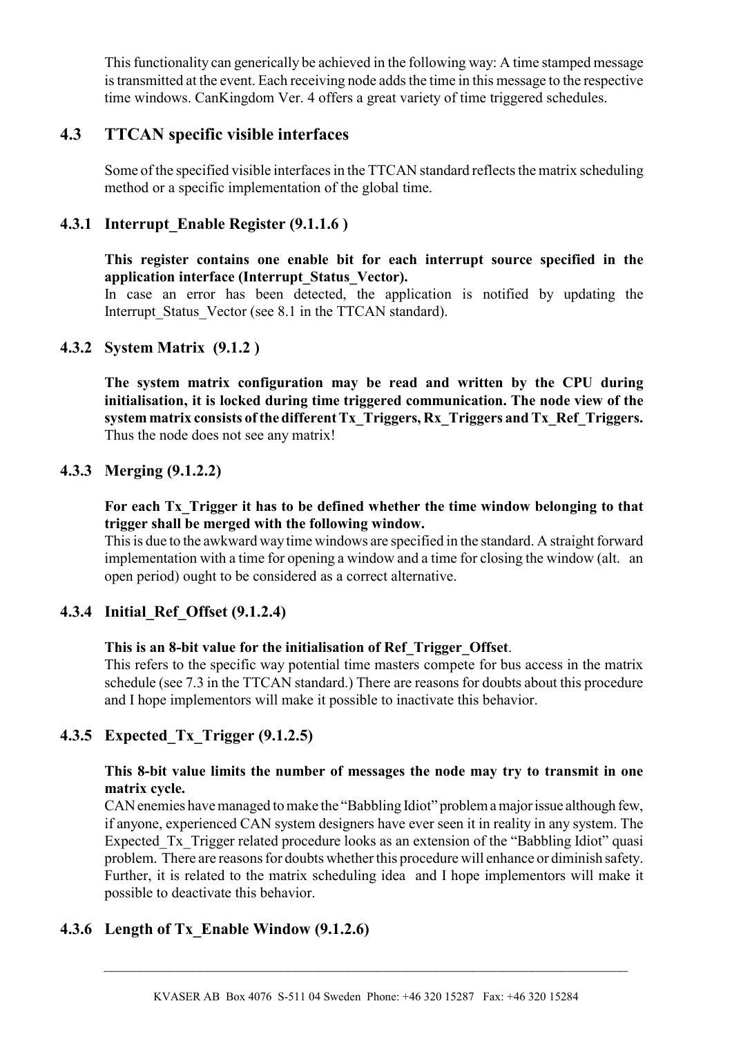This functionality can generically be achieved in the following way: A time stamped message is transmitted at the event. Each receiving node adds the time in this message to the respective time windows. CanKingdom Ver. 4 offers a great variety of time triggered schedules.

## 4.3 TTCAN specific visible interfaces

Some of the specified visible interfaces in the TTCAN standard reflects the matrix scheduling method or a specific implementation of the global time.

### 4.3.1 Interrupt_Enable Register (9.1.1.6 )

**This register contains one enable bit for each interrupt source specified in the application interface (Interrupt_Status_Vector).**
In case an error has been detected, the application is notified by updating the Interrupt_Status_Vector (see 8.1 in the TTCAN standard).

### 4.3.2 System Matrix (9.1.2 )

**The system matrix configuration may be read and written by the CPU during initialisation, it is locked during time triggered communication. The node view of the system matrix consists of the different Tx_Triggers, Rx_Triggers and Tx_Ref_Triggers.** Thus the node does not see any matrix!

### 4.3.3 Merging (9.1.2.2)

**For each Tx_Trigger it has to be defined whether the time window belonging to that trigger shall be merged with the following window.**
This is due to the awkward way time windows are specified in the standard. A straight forward implementation with a time for opening a window and a time for closing the window (alt. an open period) ought to be considered as a correct alternative.

### 4.3.4 Initial_Ref_Offset (9.1.2.4)

**This is an 8-bit value for the initialisation of Ref_Trigger_Offset**.
This refers to the specific way potential time masters compete for bus access in the matrix schedule (see 7.3 in the TTCAN standard.) There are reasons for doubts about this procedure and I hope implementors will make it possible to inactivate this behavior.

### 4.3.5 Expected_Tx_Trigger (9.1.2.5)

**This 8-bit value limits the number of messages the node may try to transmit in one matrix cycle.**
CAN enemies have managed to make the "Babbling Idiot" problem a major issue although few, if anyone, experienced CAN system designers have ever seen it in reality in any system. The Expected_Tx_Trigger related procedure looks as an extension of the "Babbling Idiot" quasi problem. There are reasons for doubts whether this procedure will enhance or diminish safety. Further, it is related to the matrix scheduling idea and I hope implementors will make it possible to deactivate this behavior.

### 4.3.6 Length of Tx_Enable Window (9.1.2.6)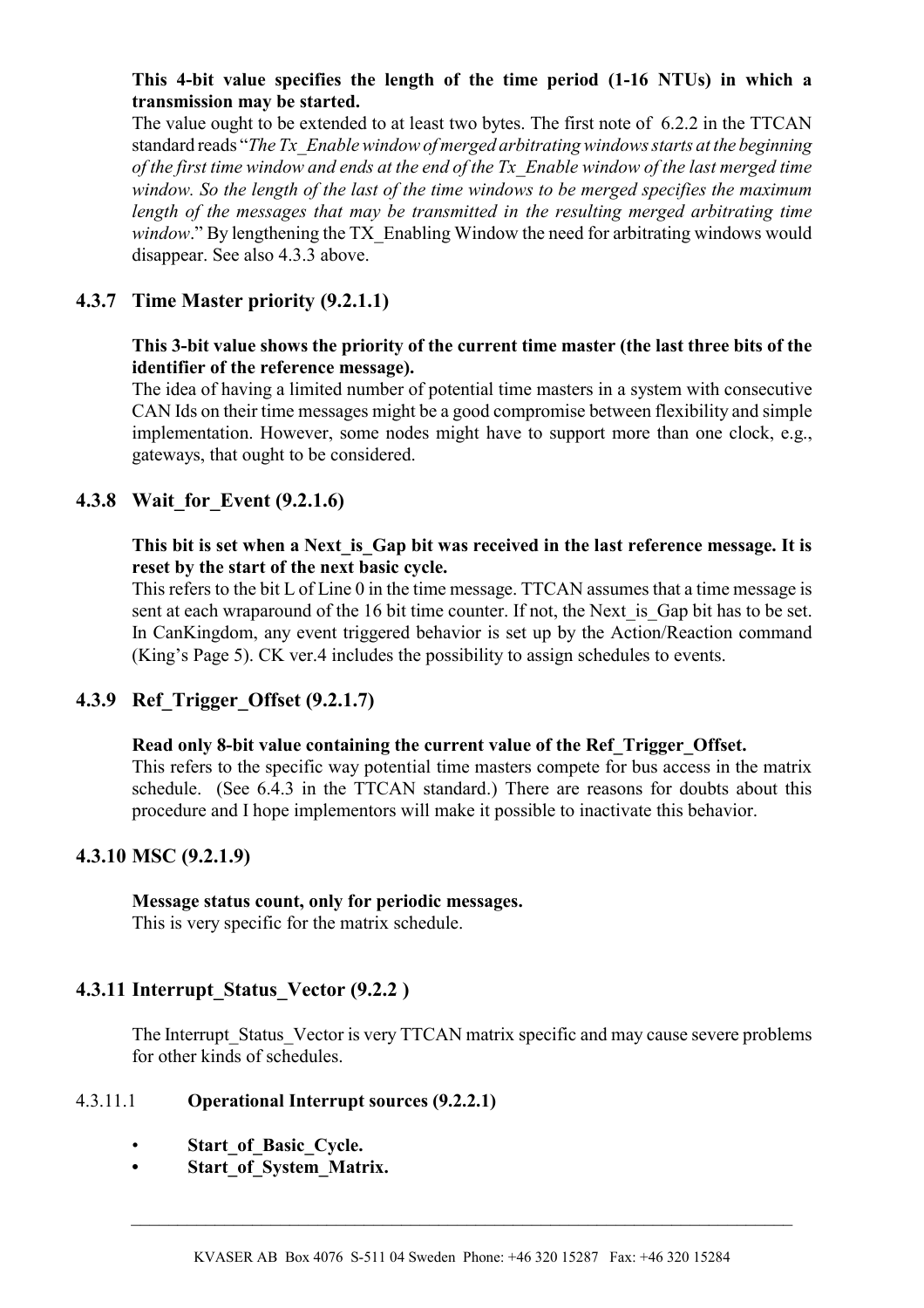**This 4-bit value specifies the length of the time period (1-16 NTUs) in which a transmission may be started.**

The value ought to be extended to at least two bytes. The first note of 6.2.2 in the TTCAN standard reads "*The Tx_Enable window of merged arbitrating windows starts at the beginning of the first time window and ends at the end of the Tx_Enable window of the last merged time window. So the length of the last of the time windows to be merged specifies the maximum length of the messages that may be transmitted in the resulting merged arbitrating time window*." By lengthening the TX_Enabling Window the need for arbitrating windows would disappear. See also 4.3.3 above.

### 4.3.7 Time Master priority (9.2.1.1)

**This 3-bit value shows the priority of the current time master (the last three bits of the identifier of the reference message).**

The idea of having a limited number of potential time masters in a system with consecutive CAN Ids on their time messages might be a good compromise between flexibility and simple implementation. However, some nodes might have to support more than one clock, e.g., gateways, that ought to be considered.

### 4.3.8 Wait_for_Event (9.2.1.6)

**This bit is set when a Next_is_Gap bit was received in the last reference message. It is reset by the start of the next basic cycle.**

This refers to the bit L of Line 0 in the time message. TTCAN assumes that a time message is sent at each wraparound of the 16 bit time counter. If not, the Next_is_Gap bit has to be set. In CanKingdom, any event triggered behavior is set up by the Action/Reaction command (King's Page 5). CK ver.4 includes the possibility to assign schedules to events.

### 4.3.9 Ref_Trigger_Offset (9.2.1.7)

**Read only 8-bit value containing the current value of the Ref_Trigger_Offset.**

This refers to the specific way potential time masters compete for bus access in the matrix schedule. (See 6.4.3 in the TTCAN standard.) There are reasons for doubts about this procedure and I hope implementors will make it possible to inactivate this behavior.

### 4.3.10 MSC (9.2.1.9)

**Message status count, only for periodic messages.**

This is very specific for the matrix schedule.

### 4.3.11 Interrupt_Status_Vector (9.2.2 )

The Interrupt_Status_Vector is very TTCAN matrix specific and may cause severe problems for other kinds of schedules.

#### 4.3.11.1 Operational Interrupt sources (9.2.2.1)

- **Start_of_Basic_Cycle.**
- **Start_of_System_Matrix.**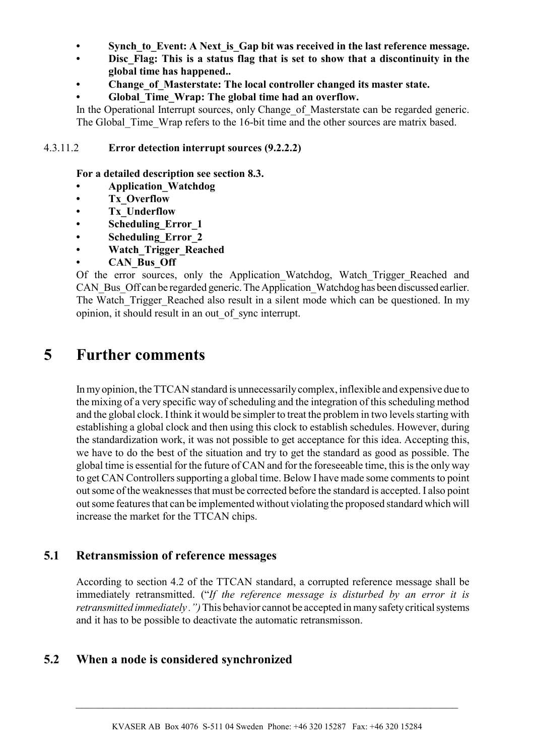- **Synch_to_Event: A Next_is_Gap bit was received in the last reference message.**
- **Disc_Flag: This is a status flag that is set to show that a discontinuity in the global time has happened..**
- **Change_of_Masterstate: The local controller changed its master state.**
- **Global_Time_Wrap: The global time had an overflow.**

In the Operational Interrupt sources, only Change_of_Masterstate can be regarded generic. The Global_Time_Wrap refers to the 16-bit time and the other sources are matrix based.

#### 4.3.11.2 **Error detection interrupt sources (9.2.2.2)**

**For a detailed description see section 8.3.**

- **Application_Watchdog**
- **Tx_Overflow**
- **Tx_Underflow**
- **Scheduling_Error_1**
- **Scheduling_Error_2**
- **Watch_Trigger_Reached**
- **CAN_Bus_Off**

Of the error sources, only the Application_Watchdog, Watch_Trigger_Reached and CAN_Bus_Off can be regarded generic. The Application_Watchdog has been discussed earlier. The Watch_Trigger_Reached also result in a silent mode which can be questioned. In my opinion, it should result in an out_of_sync interrupt.

# 5 Further comments

In my opinion, the TTCAN standard is unnecessarily complex, inflexible and expensive due to the mixing of a very specific way of scheduling and the integration of this scheduling method and the global clock. I think it would be simpler to treat the problem in two levels starting with establishing a global clock and then using this clock to establish schedules. However, during the standardization work, it was not possible to get acceptance for this idea. Accepting this, we have to do the best of the situation and try to get the standard as good as possible. The global time is essential for the future of CAN and for the foreseeable time, this is the only way to get CAN Controllers supporting a global time. Below I have made some comments to point out some of the weaknesses that must be corrected before the standard is accepted. I also point out some features that can be implemented without violating the proposed standard which will increase the market for the TTCAN chips.

## 5.1 Retransmission of reference messages

According to section 4.2 of the TTCAN standard, a corrupted reference message shall be immediately retransmitted. ("*If the reference message is disturbed by an error it is retransmitted immediately.")* This behavior cannot be accepted in many safety critical systems and it has to be possible to deactivate the automatic retransmisson.

## 5.2 When a node is considered synchronized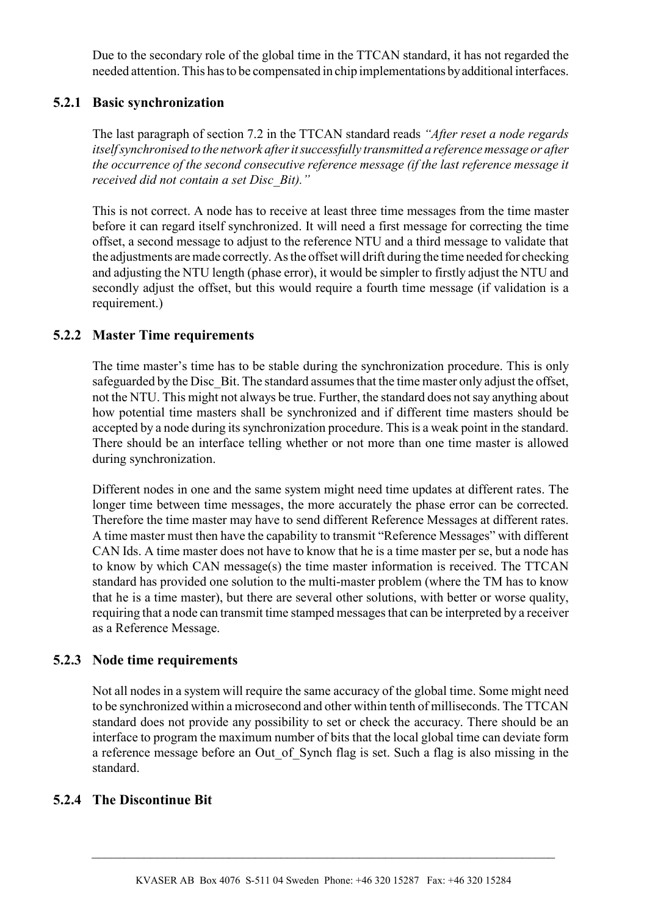Due to the secondary role of the global time in the TTCAN standard, it has not regarded the needed attention. This has to be compensated in chip implementations by additional interfaces.

### 5.2.1 Basic synchronization

The last paragraph of section 7.2 in the TTCAN standard reads *"After reset a node regards itself synchronised to the network after it successfully transmitted a reference message or after the occurrence of the second consecutive reference message (if the last reference message it received did not contain a set Disc_Bit)."*

This is not correct. A node has to receive at least three time messages from the time master before it can regard itself synchronized. It will need a first message for correcting the time offset, a second message to adjust to the reference NTU and a third message to validate that the adjustments are made correctly. As the offset will drift during the time needed for checking and adjusting the NTU length (phase error), it would be simpler to firstly adjust the NTU and secondly adjust the offset, but this would require a fourth time message (if validation is a requirement.)

### 5.2.2 Master Time requirements

The time master's time has to be stable during the synchronization procedure. This is only safeguarded by the Disc_Bit. The standard assumes that the time master only adjust the offset, not the NTU. This might not always be true. Further, the standard does not say anything about how potential time masters shall be synchronized and if different time masters should be accepted by a node during its synchronization procedure. This is a weak point in the standard. There should be an interface telling whether or not more than one time master is allowed during synchronization.

Different nodes in one and the same system might need time updates at different rates. The longer time between time messages, the more accurately the phase error can be corrected. Therefore the time master may have to send different Reference Messages at different rates. A time master must then have the capability to transmit "Reference Messages" with different CAN Ids. A time master does not have to know that he is a time master per se, but a node has to know by which CAN message(s) the time master information is received. The TTCAN standard has provided one solution to the multi-master problem (where the TM has to know that he is a time master), but there are several other solutions, with better or worse quality, requiring that a node can transmit time stamped messages that can be interpreted by a receiver as a Reference Message.

### 5.2.3 Node time requirements

Not all nodes in a system will require the same accuracy of the global time. Some might need to be synchronized within a microsecond and other within tenth of milliseconds. The TTCAN standard does not provide any possibility to set or check the accuracy. There should be an interface to program the maximum number of bits that the local global time can deviate form a reference message before an Out_of_Synch flag is set. Such a flag is also missing in the standard.

### 5.2.4 The Discontinue Bit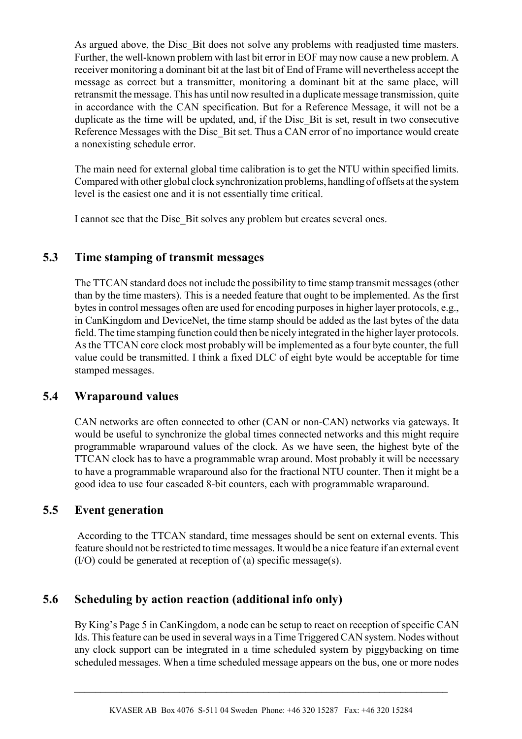As argued above, the Disc_Bit does not solve any problems with readjusted time masters. Further, the well-known problem with last bit error in EOF may now cause a new problem. A receiver monitoring a dominant bit at the last bit of End of Frame will nevertheless accept the message as correct but a transmitter, monitoring a dominant bit at the same place, will retransmit the message. This has until now resulted in a duplicate message transmission, quite in accordance with the CAN specification. But for a Reference Message, it will not be a duplicate as the time will be updated, and, if the Disc_Bit is set, result in two consecutive Reference Messages with the Disc_Bit set. Thus a CAN error of no importance would create a nonexisting schedule error.

The main need for external global time calibration is to get the NTU within specified limits. Compared with other global clock synchronization problems, handling of offsets at the system level is the easiest one and it is not essentially time critical.

I cannot see that the Disc_Bit solves any problem but creates several ones.

## 5.3 Time stamping of transmit messages

The TTCAN standard does not include the possibility to time stamp transmit messages (other than by the time masters). This is a needed feature that ought to be implemented. As the first bytes in control messages often are used for encoding purposes in higher layer protocols, e.g., in CanKingdom and DeviceNet, the time stamp should be added as the last bytes of the data field. The time stamping function could then be nicely integrated in the higher layer protocols. As the TTCAN core clock most probably will be implemented as a four byte counter, the full value could be transmitted. I think a fixed DLC of eight byte would be acceptable for time stamped messages.

## 5.4 Wraparound values

CAN networks are often connected to other (CAN or non-CAN) networks via gateways. It would be useful to synchronize the global times connected networks and this might require programmable wraparound values of the clock. As we have seen, the highest byte of the TTCAN clock has to have a programmable wrap around. Most probably it will be necessary to have a programmable wraparound also for the fractional NTU counter. Then it might be a good idea to use four cascaded 8-bit counters, each with programmable wraparound.

## 5.5 Event generation

According to the TTCAN standard, time messages should be sent on external events. This feature should not be restricted to time messages. It would be a nice feature if an external event (I/O) could be generated at reception of (a) specific message(s).

## 5.6 Scheduling by action reaction (additional info only)

By King's Page 5 in CanKingdom, a node can be setup to react on reception of specific CAN Ids. This feature can be used in several ways in a Time Triggered CAN system. Nodes without any clock support can be integrated in a time scheduled system by piggybacking on time scheduled messages. When a time scheduled message appears on the bus, one or more nodes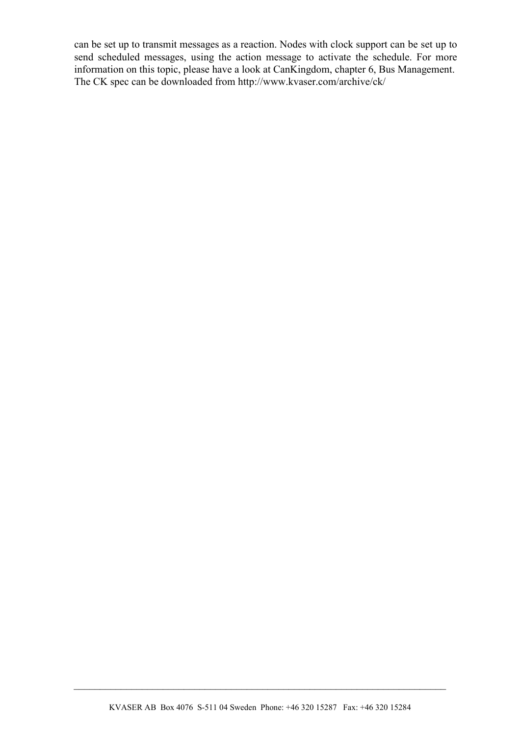can be set up to transmit messages as a reaction. Nodes with clock support can be set up to send scheduled messages, using the action message to activate the schedule. For more information on this topic, please have a look at CanKingdom, chapter 6, Bus Management. The CK spec can be downloaded from http://www.kvaser.com/archive/ck/